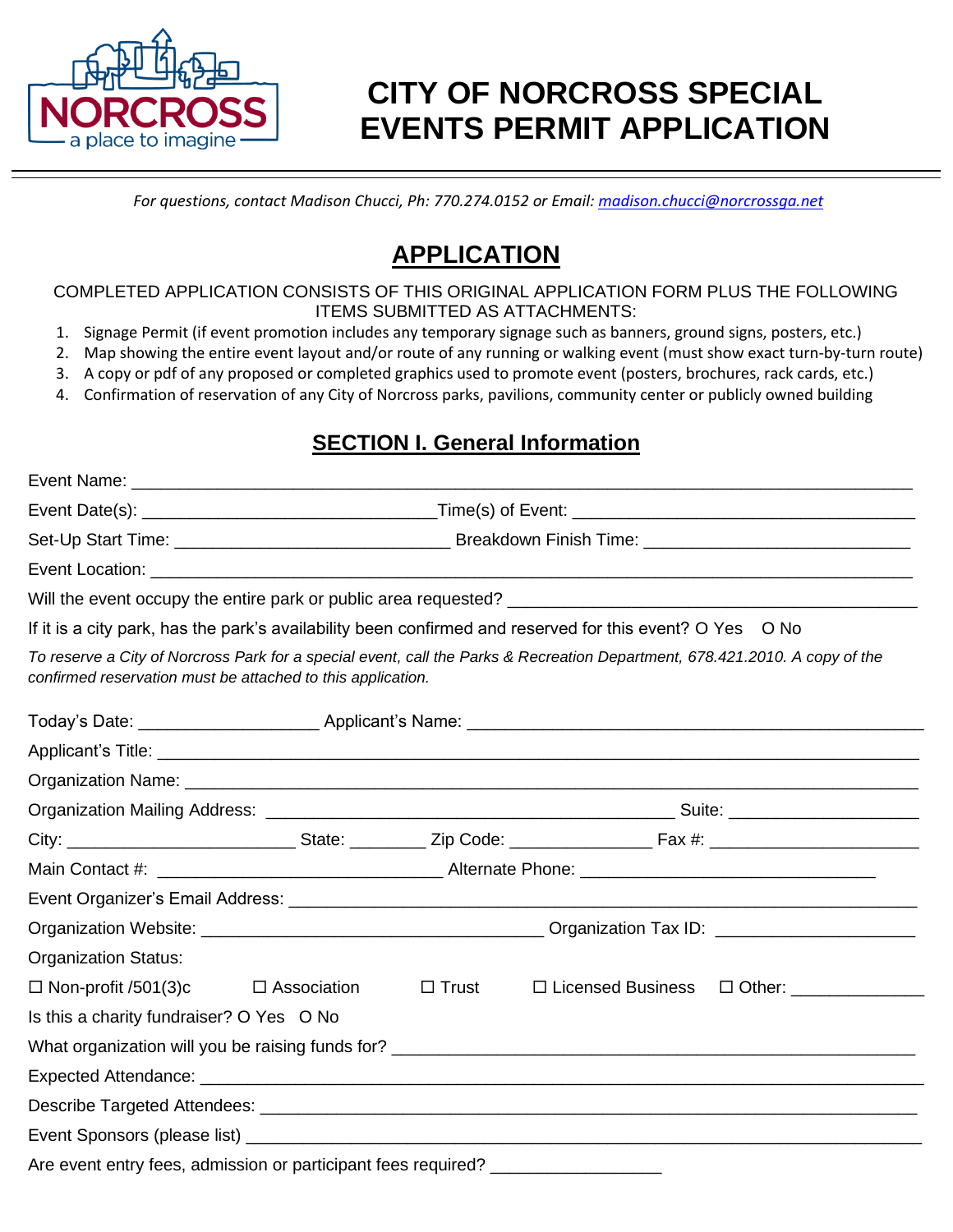# CITY OF NORCROSS SPECIAL EVENTS PERMIT APPLICATION

*For questions, contact Madison Chucci, Ph: 770.274.0152 or Email: madison.chucci@norcrossga.net*

## APPLICATION

COMPLETED APPLICATION CONSISTS OF THIS ORIGINAL APPLICATION FORM PLUS THE FOLLOWING ITEMS SUBMITTED AS ATTACHMENTS:

1. Signage Permit (if event promotion includes any temporary signage such as banners, ground signs, posters, etc.)
2. Map showing the entire event layout and/or route of any running or walking event (must show exact turn-by-turn route)
3. A copy or pdf of any proposed or completed graphics used to promote event (posters, brochures, rack cards, etc.)
4. Confirmation of reservation of any City of Norcross parks, pavilions, community center or publicly owned building

## SECTION I. General Information

Event Name: ______________________________________________________________

Event Date(s): ______________________________ Time(s) of Event: ______________________________

Set-Up Start Time: ____________________________ Breakdown Finish Time: ____________________________

Event Location: ______________________________________________________________

Will the event occupy the entire park or public area requested? ______________________________

If it is a city park, has the park's availability been confirmed and reserved for this event? O Yes O No

*To reserve a City of Norcross Park for a special event, call the Parks & Recreation Department, 678.421.2010. A copy of the confirmed reservation must be attached to this application.*

Today's Date: __________________ Applicant's Name: ______________________________________

Applicant's Title: ______________________________________________________________

Organization Name: ______________________________________________________________

Organization Mailing Address: ________________________________________ Suite: ____________________

City: ________________________ State: ________ Zip Code: ______________ Fax #: ____________________

Main Contact #: ______________________________ Alternate Phone: ______________________________

Event Organizer's Email Address: ______________________________________________________________

Organization Website: ____________________________________ Organization Tax ID: ____________________

Organization Status:

☐ Non-profit /501(3)c ☐ Association ☐ Trust ☐ Licensed Business ☐ Other: ______________

Is this a charity fundraiser? O Yes O No

What organization will you be raising funds for? ______________________________________________

Expected Attendance: ______________________________________________________________

Describe Targeted Attendees: ______________________________________________________________

Event Sponsors (please list) ______________________________________________________________

Are event entry fees, admission or participant fees required? _________________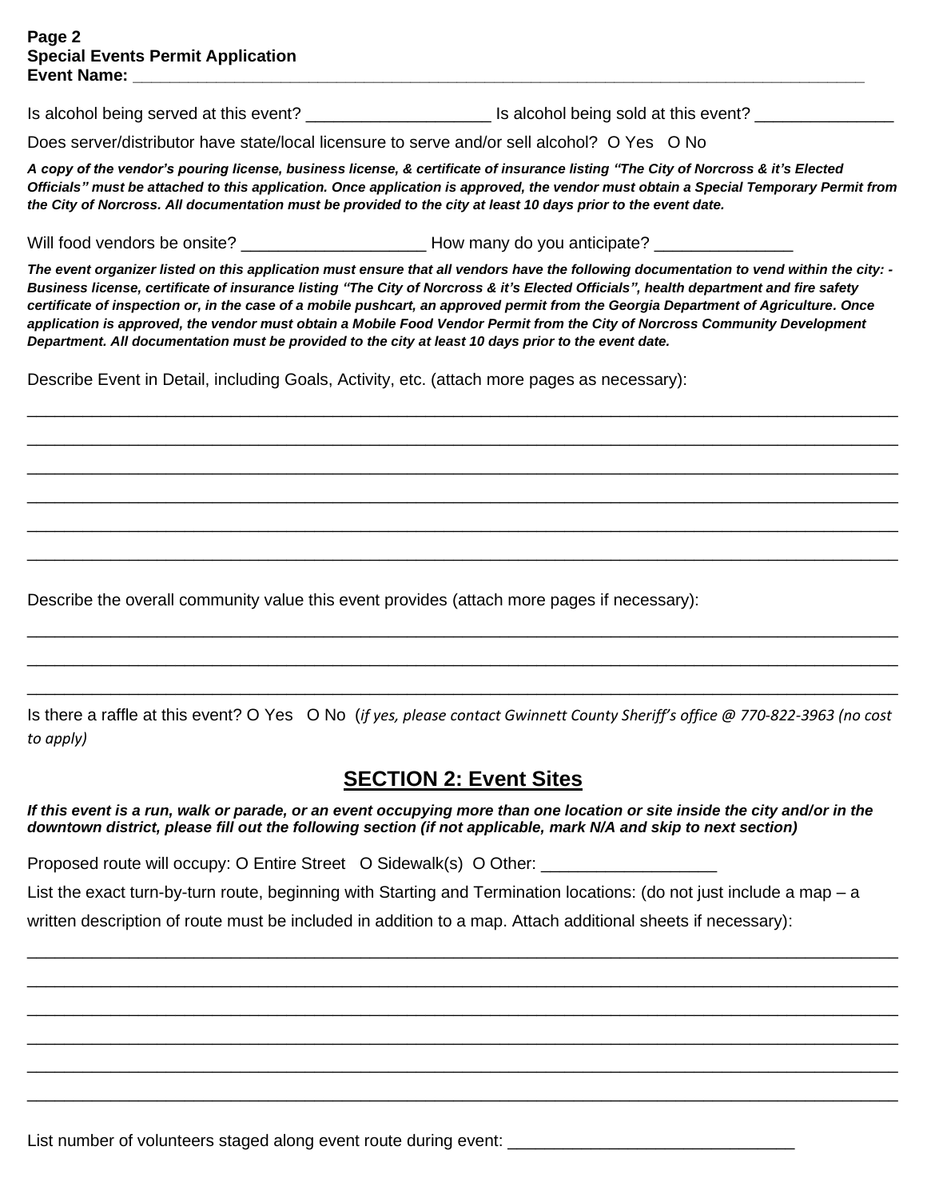**Special Events Permit Application**
**Event Name: ______________________________________________________________________________**

Is alcohol being served at this event? ____________________ Is alcohol being sold at this event? _______________

Does server/distributor have state/local licensure to serve and/or sell alcohol? O Yes O No

***A copy of the vendor's pouring license, business license, & certificate of insurance listing "The City of Norcross & it's Elected Officials" must be attached to this application. Once application is approved, the vendor must obtain a Special Temporary Permit from the City of Norcross. All documentation must be provided to the city at least 10 days prior to the event date.***

Will food vendors be onsite? ____________________ How many do you anticipate? _______________

***The event organizer listed on this application must ensure that all vendors have the following documentation to vend within the city: - Business license, certificate of insurance listing "The City of Norcross & it's Elected Officials", health department and fire safety certificate of inspection or, in the case of a mobile pushcart, an approved permit from the Georgia Department of Agriculture. Once application is approved, the vendor must obtain a Mobile Food Vendor Permit from the City of Norcross Community Development Department. All documentation must be provided to the city at least 10 days prior to the event date.***

Describe Event in Detail, including Goals, Activity, etc. (attach more pages as necessary):

____________________________________________________________________________________________

____________________________________________________________________________________________

____________________________________________________________________________________________

____________________________________________________________________________________________

____________________________________________________________________________________________

____________________________________________________________________________________________

Describe the overall community value this event provides (attach more pages if necessary):

____________________________________________________________________________________________

____________________________________________________________________________________________

____________________________________________________________________________________________

Is there a raffle at this event? O Yes O No (*if yes, please contact Gwinnett County Sheriff's office @ 770-822-3963 (no cost to apply)*)

## SECTION 2: Event Sites

***If this event is a run, walk or parade, or an event occupying more than one location or site inside the city and/or in the downtown district, please fill out the following section (if not applicable, mark N/A and skip to next section)***

Proposed route will occupy: O Entire Street O Sidewalk(s) O Other: ___________________

List the exact turn-by-turn route, beginning with Starting and Termination locations: (do not just include a map – a written description of route must be included in addition to a map. Attach additional sheets if necessary):

____________________________________________________________________________________________

____________________________________________________________________________________________

____________________________________________________________________________________________

____________________________________________________________________________________________

____________________________________________________________________________________________

____________________________________________________________________________________________

List number of volunteers staged along event route during event: _______________________________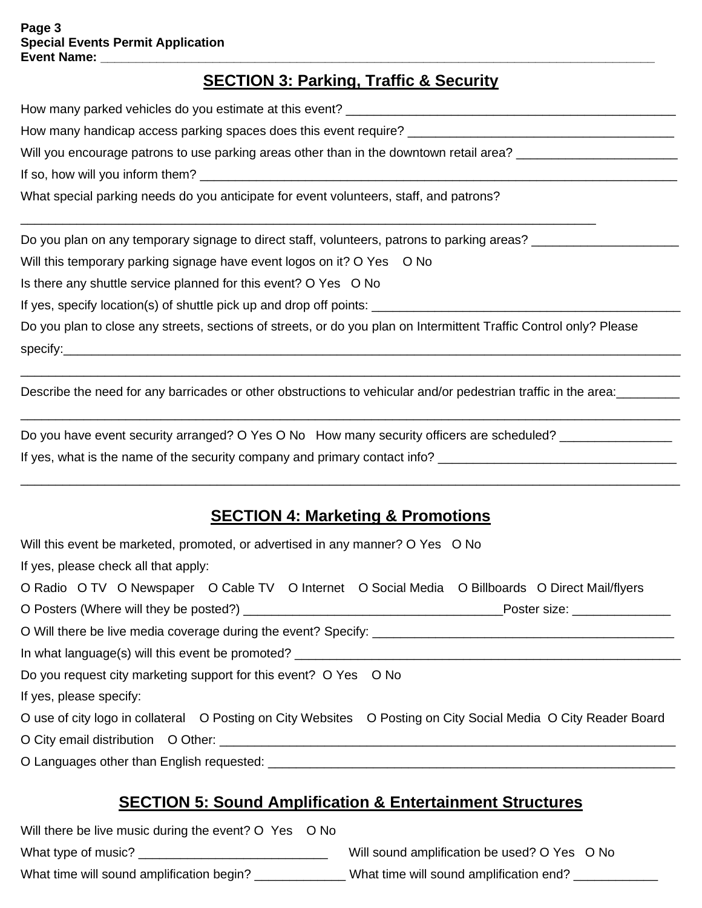**Page 3**
**Special Events Permit Application**
**Event Name:** ______________________________________________________________________________

## SECTION 3: Parking, Traffic & Security

How many parked vehicles do you estimate at this event? _______________________________________________

How many handicap access parking spaces does this event require? ______________________________________

Will you encourage patrons to use parking areas other than in the downtown retail area? _______________________

If so, how will you inform them? _________________________________________________________________________

What special parking needs do you anticipate for event volunteers, staff, and patrons?

______________________________________________________________________________________

Do you plan on any temporary signage to direct staff, volunteers, patrons to parking areas? _____________________

Will this temporary parking signage have event logos on it? O Yes O No

Is there any shuttle service planned for this event? O Yes O No

If yes, specify location(s) of shuttle pick up and drop off points: _____________________________________________

Do you plan to close any streets, sections of streets, or do you plan on Intermittent Traffic Control only? Please specify:_________________________________________________________________________________________

__________________________________________________________________________________________________

Describe the need for any barricades or other obstructions to vehicular and/or pedestrian traffic in the area:_________

__________________________________________________________________________________________________

Do you have event security arranged? O Yes O No How many security officers are scheduled? ________________

If yes, what is the name of the security company and primary contact info? __________________________________

__________________________________________________________________________________________________

## SECTION 4: Marketing & Promotions

Will this event be marketed, promoted, or advertised in any manner? O Yes O No

If yes, please check all that apply:

O Radio O TV O Newspaper O Cable TV O Internet O Social Media O Billboards O Direct Mail/flyers

O Posters (Where will they be posted?) _____________________________________Poster size: ______________

O Will there be live media coverage during the event? Specify: _____________________________________________

In what language(s) will this event be promoted? __________________________________________________________

Do you request city marketing support for this event? O Yes O No

If yes, please specify:

O use of city logo in collateral O Posting on City Websites O Posting on City Social Media O City Reader Board

O City email distribution O Other: __________________________________________________________________

O Languages other than English requested: _______________________________________________________

## SECTION 5: Sound Amplification & Entertainment Structures

Will there be live music during the event? O Yes O No

What type of music? ___________________________ Will sound amplification be used? O Yes O No

What time will sound amplification begin? _____________ What time will sound amplification end? ____________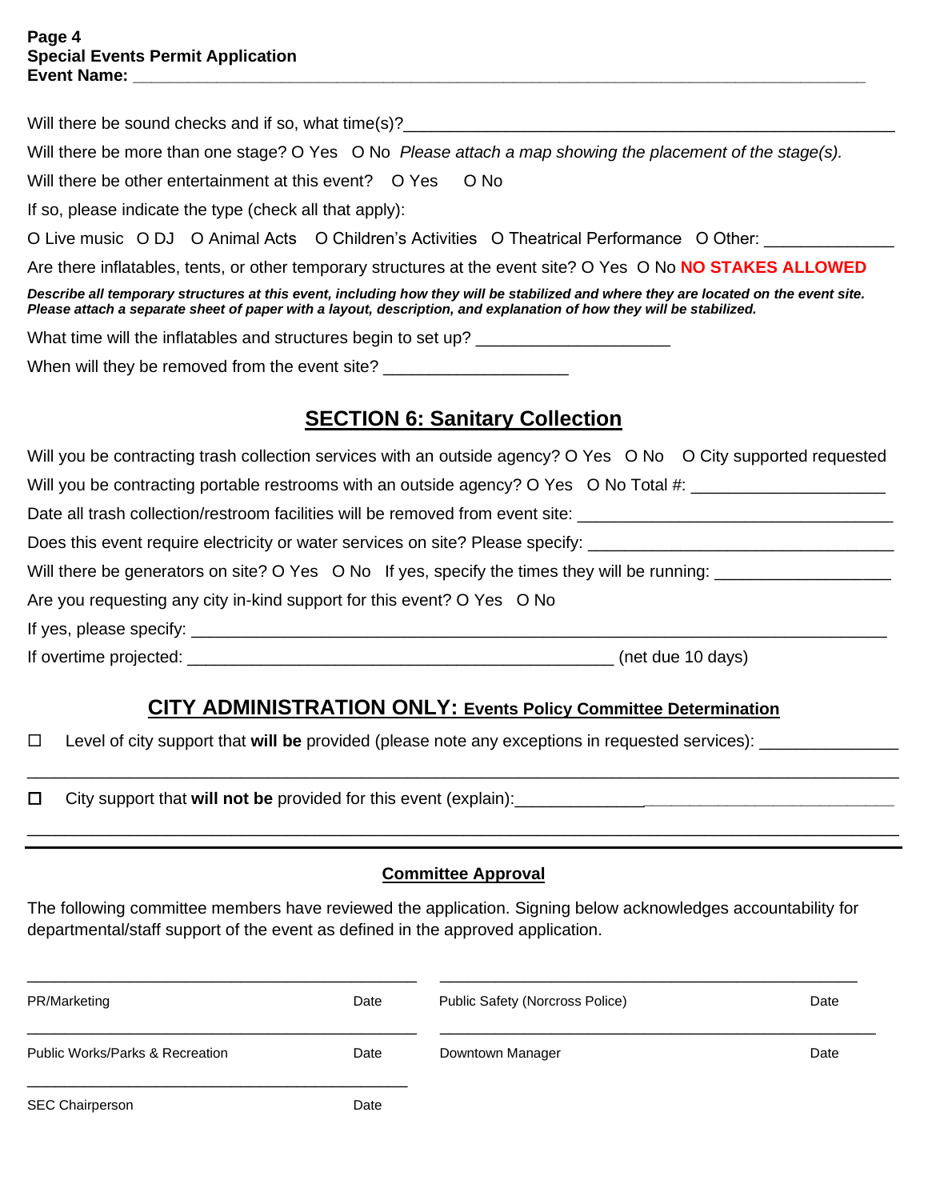**Special Events Permit Application**
**Event Name:** ______________________________________________________________________

Will there be sound checks and if so, what time(s)?___________________________________________

Will there be more than one stage? O Yes O No *Please attach a map showing the placement of the stage(s).*

Will there be other entertainment at this event? O Yes O No

If so, please indicate the type (check all that apply):

O Live music O DJ O Animal Acts O Children's Activities O Theatrical Performance O Other: ____________

Are there inflatables, tents, or other temporary structures at the event site? O Yes O No **NO STAKES ALLOWED**

***Describe all temporary structures at this event, including how they will be stabilized and where they are located on the event site. Please attach a separate sheet of paper with a layout, description, and explanation of how they will be stabilized.***

What time will the inflatables and structures begin to set up? ____________________

When will they be removed from the event site? ___________________

## SECTION 6: Sanitary Collection

Will you be contracting trash collection services with an outside agency? O Yes O No O City supported requested

Will you be contracting portable restrooms with an outside agency? O Yes O No Total #: ____________________

Date all trash collection/restroom facilities will be removed from event site: _______________________________

Does this event require electricity or water services on site? Please specify: _______________________________

Will there be generators on site? O Yes O No If yes, specify the times they will be running: __________________

Are you requesting any city in-kind support for this event? O Yes O No

If yes, please specify: ______________________________________________________________________

If overtime projected: _____________________________________________ (net due 10 days)

## CITY ADMINISTRATION ONLY: Events Policy Committee Determination

☐ Level of city support that **will be** provided (please note any exceptions in requested services): ______________

______________________________________________________________________________________

☐ City support that **will not be** provided for this event (explain):__________________________________________

______________________________________________________________________________________

### Committee Approval

The following committee members have reviewed the application. Signing below acknowledges accountability for departmental/staff support of the event as defined in the approved application.

| | | | |
|---|---|---|---|
| PR/Marketing | Date | Public Safety (Norcross Police) | Date |
| Public Works/Parks & Recreation | Date | Downtown Manager | Date |
| SEC Chairperson | Date | | |